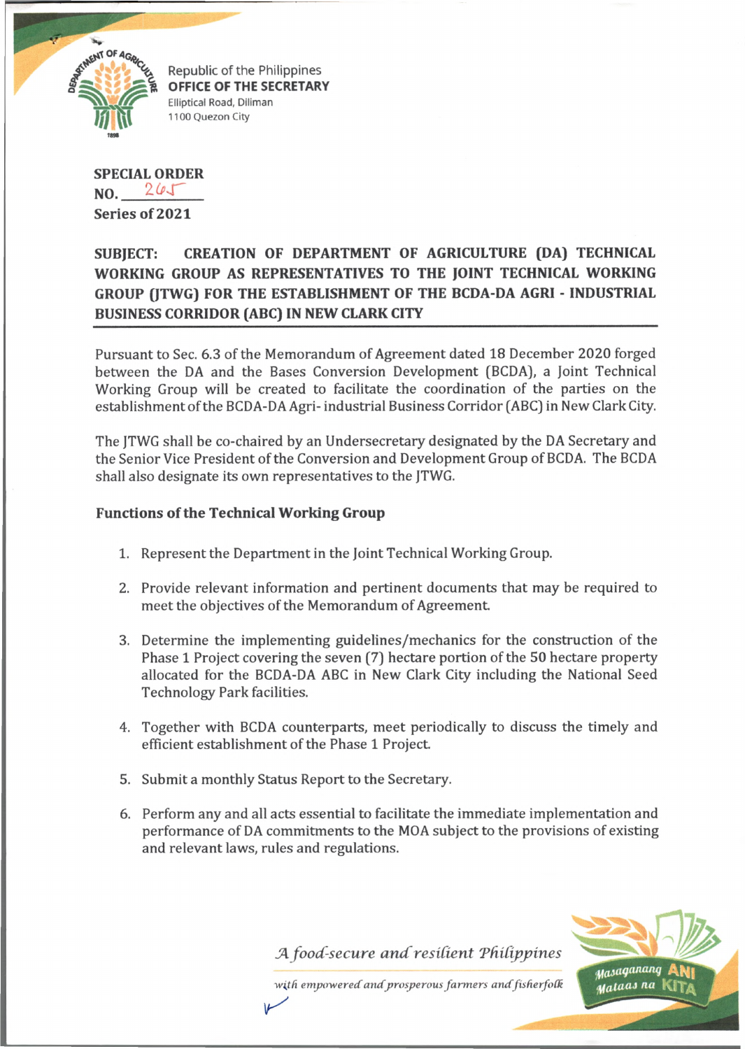Republic of the Philippines
**OFFICE OF THE SECRETARY**
Elliptical Road, Diliman
1100 Quezon City

**SPECIAL ORDER**
**NO. 265**
**Series of 2021**

**SUBJECT: CREATION OF DEPARTMENT OF AGRICULTURE (DA) TECHNICAL WORKING GROUP AS REPRESENTATIVES TO THE JOINT TECHNICAL WORKING GROUP (JTWG) FOR THE ESTABLISHMENT OF THE BCDA-DA AGRI - INDUSTRIAL BUSINESS CORRIDOR (ABC) IN NEW CLARK CITY**

Pursuant to Sec. 6.3 of the Memorandum of Agreement dated 18 December 2020 forged between the DA and the Bases Conversion Development (BCDA), a Joint Technical Working Group will be created to facilitate the coordination of the parties on the establishment of the BCDA-DA Agri- industrial Business Corridor (ABC) in New Clark City.

The JTWG shall be co-chaired by an Undersecretary designated by the DA Secretary and the Senior Vice President of the Conversion and Development Group of BCDA. The BCDA shall also designate its own representatives to the JTWG.

### Functions of the Technical Working Group

1. Represent the Department in the Joint Technical Working Group.
2. Provide relevant information and pertinent documents that may be required to meet the objectives of the Memorandum of Agreement.
3. Determine the implementing guidelines/mechanics for the construction of the Phase 1 Project covering the seven (7) hectare portion of the 50 hectare property allocated for the BCDA-DA ABC in New Clark City including the National Seed Technology Park facilities.
4. Together with BCDA counterparts, meet periodically to discuss the timely and efficient establishment of the Phase 1 Project.
5. Submit a monthly Status Report to the Secretary.
6. Perform any and all acts essential to facilitate the immediate implementation and performance of DA commitments to the MOA subject to the provisions of existing and relevant laws, rules and regulations.

*A food-secure and resilient Philippines with empowered and prosperous farmers and fisherfolk*

Masaganang ANI Mataas na KITA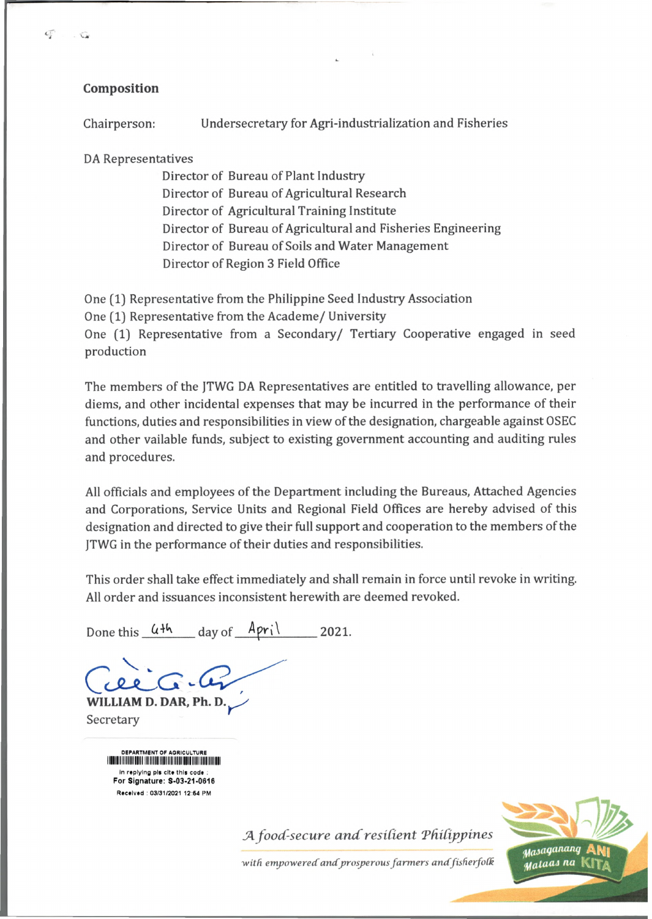**Composition**

Chairperson: Undersecretary for Agri-industrialization and Fisheries

DA Representatives

- Director of Bureau of Plant Industry
- Director of Bureau of Agricultural Research
- Director of Agricultural Training Institute
- Director of Bureau of Agricultural and Fisheries Engineering
- Director of Bureau of Soils and Water Management
- Director of Region 3 Field Office

One (1) Representative from the Philippine Seed Industry Association
One (1) Representative from the Academe/ University
One (1) Representative from a Secondary/ Tertiary Cooperative engaged in seed production

The members of the JTWG DA Representatives are entitled to travelling allowance, per diems, and other incidental expenses that may be incurred in the performance of their functions, duties and responsibilities in view of the designation, chargeable against OSEC and other vailable funds, subject to existing government accounting and auditing rules and procedures.

All officials and employees of the Department including the Bureaus, Attached Agencies and Corporations, Service Units and Regional Field Offices are hereby advised of this designation and directed to give their full support and cooperation to the members of the JTWG in the performance of their duties and responsibilities.

This order shall take effect immediately and shall remain in force until revoke in writing. All order and issuances inconsistent herewith are deemed revoked.

Done this 6th day of April 2021.

**WILLIAM D. DAR, Ph. D.**
Secretary

DEPARTMENT OF AGRICULTURE
In replying pls cite this code :
For Signature: S-03-21-0616
Received : 03/31/2021 12:54 PM

*A food-secure and resilient Philippines*
*with empowered and prosperous farmers and fisherfolk*

Masaganang ANI Mataas na KITA